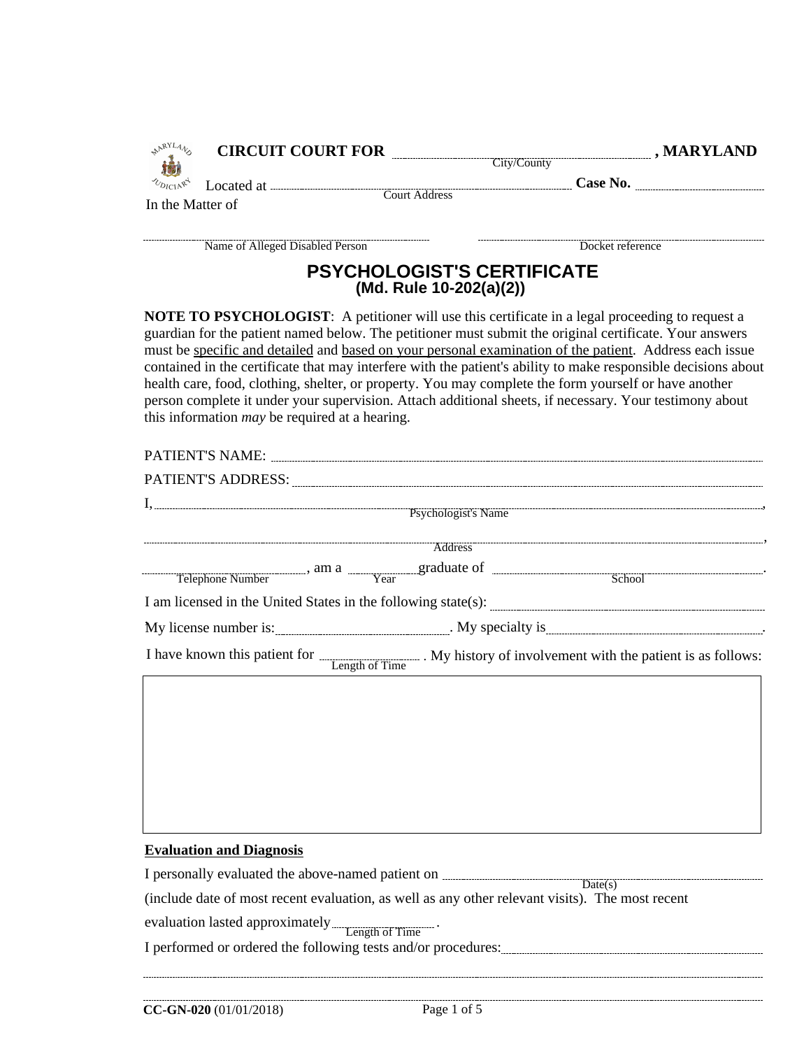**CIRCUIT COURT FOR** ______________________ **, MARYLAND**
City/County

Located at ______________________ **Case No.** ______________
Court Address

In the Matter of

______________________ ______________________
Name of Alleged Disabled Person Docket reference

# PSYCHOLOGIST'S CERTIFICATE
## (Md. Rule 10-202(a)(2))

**NOTE TO PSYCHOLOGIST**: A petitioner will use this certificate in a legal proceeding to request a guardian for the patient named below. The petitioner must submit the original certificate. Your answers must be <u>specific and detailed</u> and <u>based on your personal examination of the patient</u>. Address each issue contained in the certificate that may interfere with the patient's ability to make responsible decisions about health care, food, clothing, shelter, or property. You may complete the form yourself or have another person complete it under your supervision. Attach additional sheets, if necessary. Your testimony about this information *may* be required at a hearing.

PATIENT'S NAME: ______________________

PATIENT'S ADDRESS: ______________________

I, ______________________ ,
Psychologist's Name

______________________ ,
Address

______________________ , am a ________ graduate of ______________________ .
Telephone Number Year School

I am licensed in the United States in the following state(s): ______________________

My license number is: ______________ . My specialty is ______________ .

I have known this patient for ______________ . My history of involvement with the patient is as follows:
Length of Time

| |
|---|
| |

**<u>Evaluation and Diagnosis</u>**

I personally evaluated the above-named patient on ______________________
Date(s)

(include date of most recent evaluation, as well as any other relevant visits). The most recent evaluation lasted approximately ______________ .
Length of Time

I performed or ordered the following tests and/or procedures: ______________________

______________________

______________________

CC-GN-020 (01/01/2018)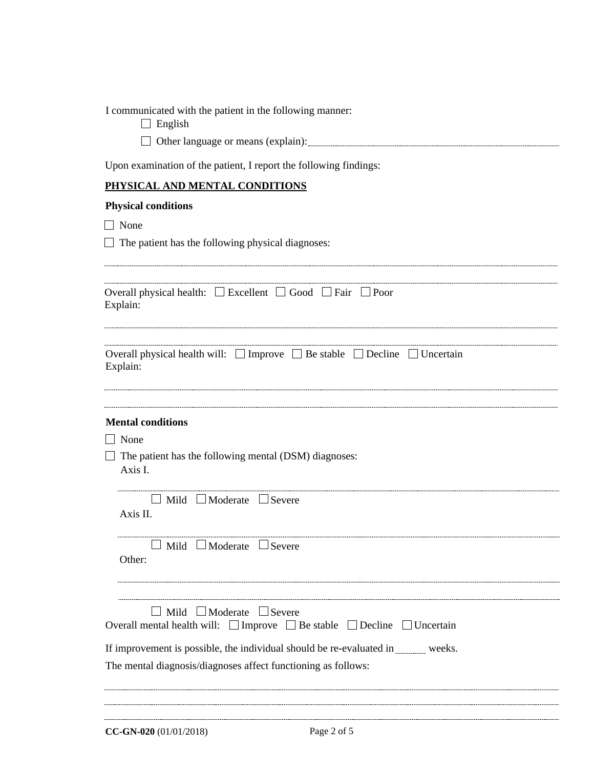I communicated with the patient in the following manner:

- ☐ English
- ☐ Other language or means (explain): ______________________________

Upon examination of the patient, I report the following findings:

## PHYSICAL AND MENTAL CONDITIONS

**Physical conditions**

☐ None

☐ The patient has the following physical diagnoses:

______________________________________________________________________

______________________________________________________________________

Overall physical health: ☐ Excellent ☐ Good ☐ Fair ☐ Poor
Explain:

______________________________________________________________________

______________________________________________________________________

Overall physical health will: ☐ Improve ☐ Be stable ☐ Decline ☐ Uncertain
Explain:

______________________________________________________________________

______________________________________________________________________

**Mental conditions**

☐ None

☐ The patient has the following mental (DSM) diagnoses:
Axis I.

______________________________________________________________________

☐ Mild ☐ Moderate ☐ Severe

Axis II.

______________________________________________________________________

☐ Mild ☐ Moderate ☐ Severe

Other:

______________________________________________________________________

______________________________________________________________________

☐ Mild ☐ Moderate ☐ Severe

Overall mental health will: ☐ Improve ☐ Be stable ☐ Decline ☐ Uncertain

If improvement is possible, the individual should be re-evaluated in ________ weeks.

The mental diagnosis/diagnoses affect functioning as follows:

______________________________________________________________________

______________________________________________________________________

______________________________________________________________________

**CC-GN-020** (01/01/2018)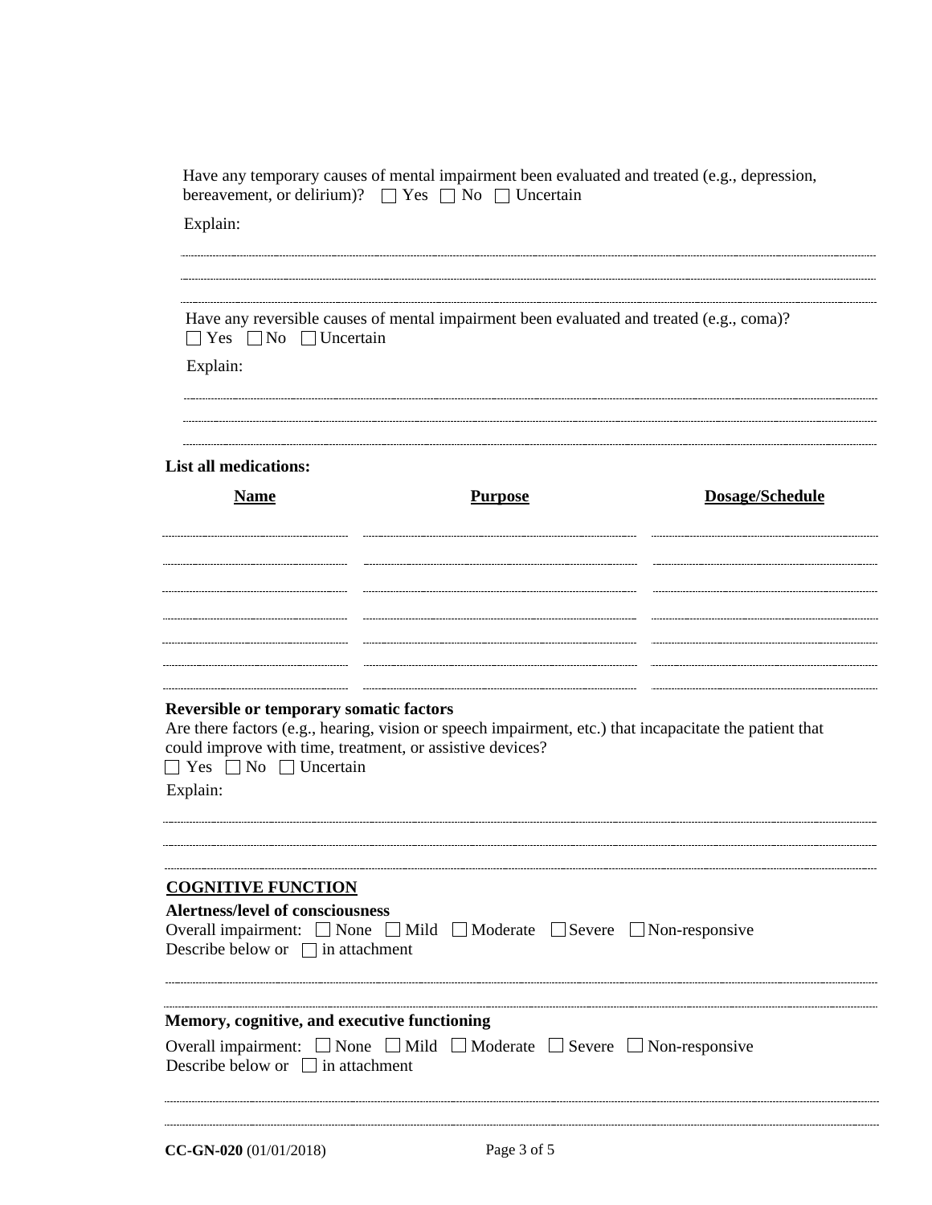Have any temporary causes of mental impairment been evaluated and treated (e.g., depression, bereavement, or delirium)? ☐ Yes ☐ No ☐ Uncertain

Explain:

________________________________________________________________________________

________________________________________________________________________________

________________________________________________________________________________

Have any reversible causes of mental impairment been evaluated and treated (e.g., coma)?
☐ Yes ☐ No ☐ Uncertain

Explain:

________________________________________________________________________________

________________________________________________________________________________

________________________________________________________________________________

**List all medications:**

| **Name** | **Purpose** | **Dosage/Schedule** |
|---|---|---|
| | | |
| | | |
| | | |
| | | |
| | | |
| | | |
| | | |

**Reversible or temporary somatic factors**

Are there factors (e.g., hearing, vision or speech impairment, etc.) that incapacitate the patient that could improve with time, treatment, or assistive devices?
☐ Yes ☐ No ☐ Uncertain

Explain:

________________________________________________________________________________

________________________________________________________________________________

________________________________________________________________________________

## COGNITIVE FUNCTION

**Alertness/level of consciousness**

Overall impairment: ☐ None ☐ Mild ☐ Moderate ☐ Severe ☐ Non-responsive
Describe below or ☐ in attachment

________________________________________________________________________________

________________________________________________________________________________

**Memory, cognitive, and executive functioning**

Overall impairment: ☐ None ☐ Mild ☐ Moderate ☐ Severe ☐ Non-responsive
Describe below or ☐ in attachment

________________________________________________________________________________

________________________________________________________________________________

**CC-GN-020** (01/01/2018)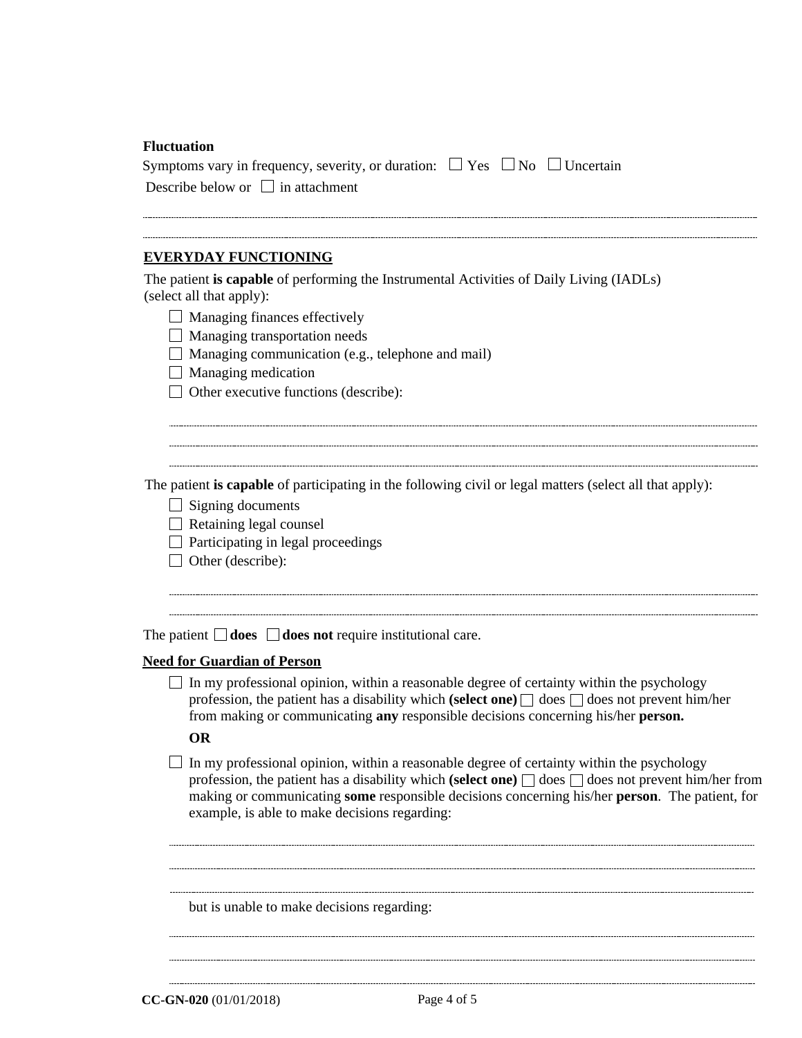**Fluctuation**

Symptoms vary in frequency, severity, or duration: ☐ Yes ☐ No ☐ Uncertain

Describe below or ☐ in attachment

______________________________________________________________________________

______________________________________________________________________________

**EVERYDAY FUNCTIONING**

The patient **is capable** of performing the Instrumental Activities of Daily Living (IADLs) (select all that apply):

- ☐ Managing finances effectively
- ☐ Managing transportation needs
- ☐ Managing communication (e.g., telephone and mail)
- ☐ Managing medication
- ☐ Other executive functions (describe):

______________________________________________________________________________

______________________________________________________________________________

______________________________________________________________________________

The patient **is capable** of participating in the following civil or legal matters (select all that apply):

- ☐ Signing documents
- ☐ Retaining legal counsel
- ☐ Participating in legal proceedings
- ☐ Other (describe):

______________________________________________________________________________

______________________________________________________________________________

The patient ☐ **does** ☐ **does not** require institutional care.

**Need for Guardian of Person**

☐ In my professional opinion, within a reasonable degree of certainty within the psychology profession, the patient has a disability which **(select one)** ☐ does ☐ does not prevent him/her from making or communicating **any** responsible decisions concerning his/her **person.**

**OR**

☐ In my professional opinion, within a reasonable degree of certainty within the psychology profession, the patient has a disability which **(select one)** ☐ does ☐ does not prevent him/her from making or communicating **some** responsible decisions concerning his/her **person**. The patient, for example, is able to make decisions regarding:

______________________________________________________________________________

______________________________________________________________________________

______________________________________________________________________________

but is unable to make decisions regarding:

______________________________________________________________________________

______________________________________________________________________________

______________________________________________________________________________

**CC-GN-020** (01/01/2018)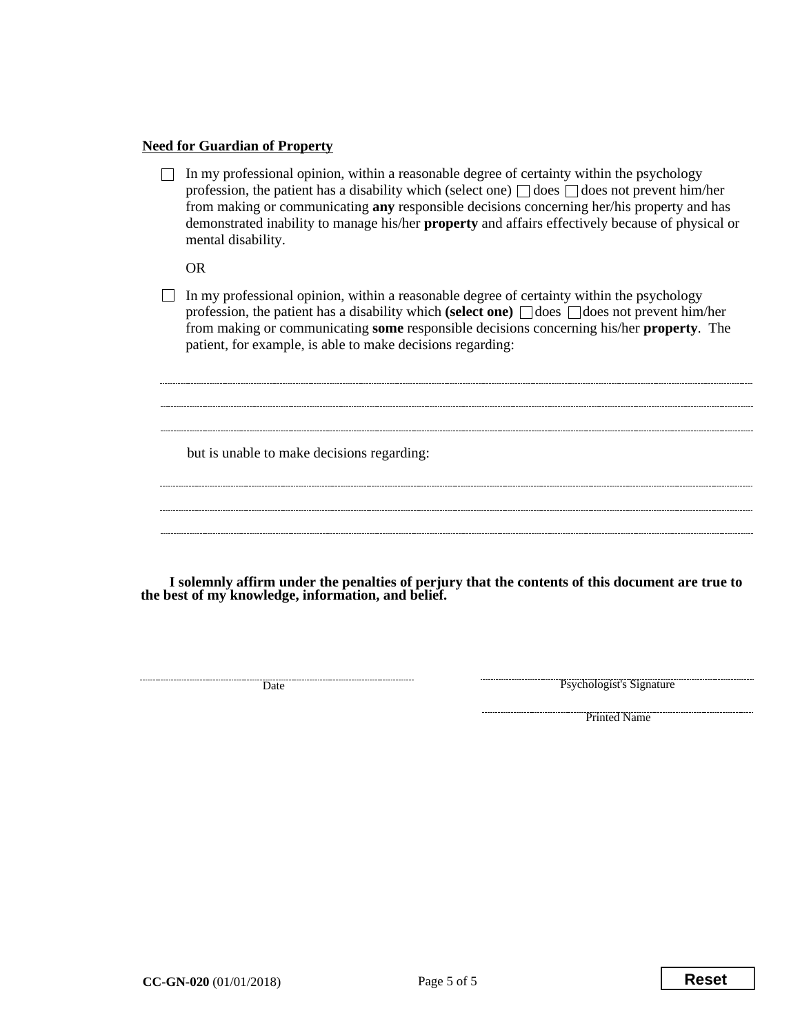**Need for Guardian of Property**

☐ In my professional opinion, within a reasonable degree of certainty within the psychology profession, the patient has a disability which (select one) ☐ does ☐ does not prevent him/her from making or communicating **any** responsible decisions concerning her/his property and has demonstrated inability to manage his/her **property** and affairs effectively because of physical or mental disability.

OR

☐ In my professional opinion, within a reasonable degree of certainty within the psychology profession, the patient has a disability which **(select one)** ☐ does ☐ does not prevent him/her from making or communicating **some** responsible decisions concerning his/her **property**. The patient, for example, is able to make decisions regarding:

______________________________________________________________________________

______________________________________________________________________________

______________________________________________________________________________

but is unable to make decisions regarding:

______________________________________________________________________________

______________________________________________________________________________

______________________________________________________________________________

**I solemnly affirm under the penalties of perjury that the contents of this document are true to the best of my knowledge, information, and belief.**

| | |
|---|---|
| ______________________________ | ______________________________ |
| Date | Psychologist's Signature |
| | ______________________________ |
| | Printed Name |

**CC-GN-020** (01/01/2018)

Reset